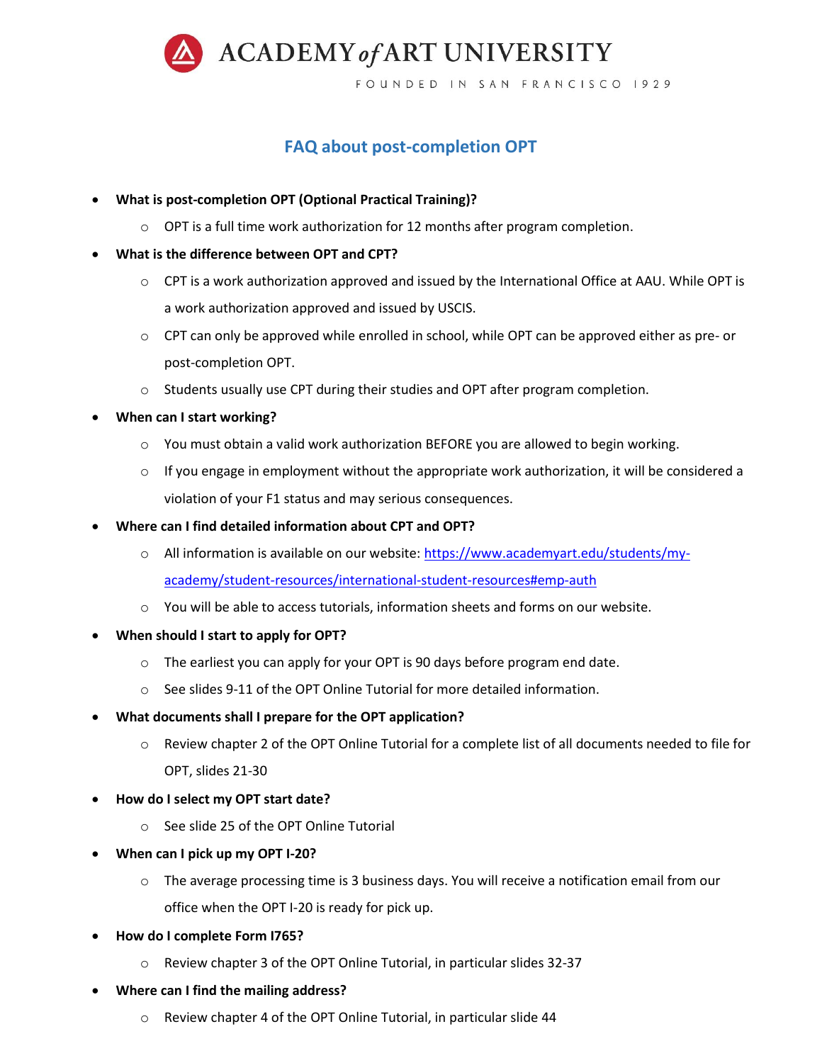ACADEMY of ART UNIVERSITY

FOUNDED IN SAN FRANCISCO 1929

## FAQ about post-completion OPT

- **What is post-completion OPT (Optional Practical Training)?**
  - OPT is a full time work authorization for 12 months after program completion.
- **What is the difference between OPT and CPT?**
  - CPT is a work authorization approved and issued by the International Office at AAU. While OPT is a work authorization approved and issued by USCIS.
  - CPT can only be approved while enrolled in school, while OPT can be approved either as pre- or post-completion OPT.
  - Students usually use CPT during their studies and OPT after program completion.
- **When can I start working?**
  - You must obtain a valid work authorization BEFORE you are allowed to begin working.
  - If you engage in employment without the appropriate work authorization, it will be considered a violation of your F1 status and may serious consequences.
- **Where can I find detailed information about CPT and OPT?**
  - All information is available on our website: [https://www.academyart.edu/students/my-academy/student-resources/international-student-resources#emp-auth](https://www.academyart.edu/students/my-academy/student-resources/international-student-resources#emp-auth)
  - You will be able to access tutorials, information sheets and forms on our website.
- **When should I start to apply for OPT?**
  - The earliest you can apply for your OPT is 90 days before program end date.
  - See slides 9-11 of the OPT Online Tutorial for more detailed information.
- **What documents shall I prepare for the OPT application?**
  - Review chapter 2 of the OPT Online Tutorial for a complete list of all documents needed to file for OPT, slides 21-30
- **How do I select my OPT start date?**
  - See slide 25 of the OPT Online Tutorial
- **When can I pick up my OPT I-20?**
  - The average processing time is 3 business days. You will receive a notification email from our office when the OPT I-20 is ready for pick up.
- **How do I complete Form I765?**
  - Review chapter 3 of the OPT Online Tutorial, in particular slides 32-37
- **Where can I find the mailing address?**
  - Review chapter 4 of the OPT Online Tutorial, in particular slide 44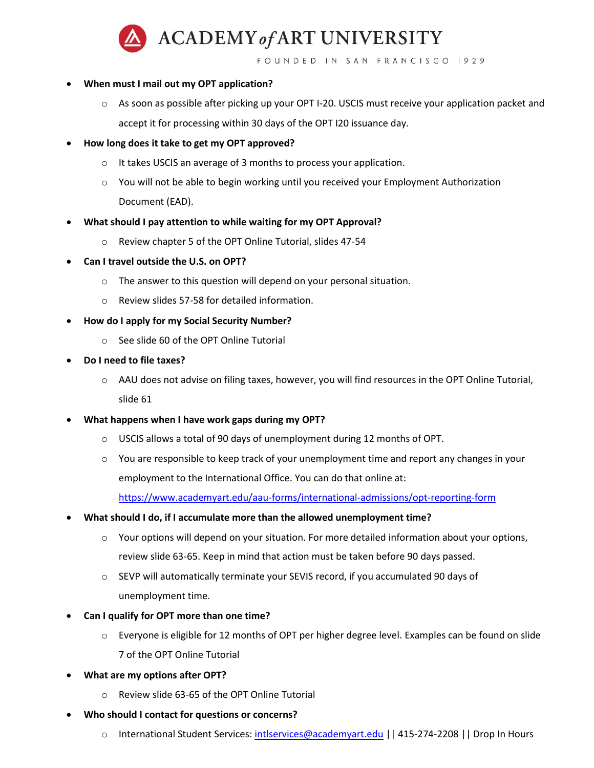- **When must I mail out my OPT application?**
  - As soon as possible after picking up your OPT I-20. USCIS must receive your application packet and accept it for processing within 30 days of the OPT I20 issuance day.
- **How long does it take to get my OPT approved?**
  - It takes USCIS an average of 3 months to process your application.
  - You will not be able to begin working until you received your Employment Authorization Document (EAD).
- **What should I pay attention to while waiting for my OPT Approval?**
  - Review chapter 5 of the OPT Online Tutorial, slides 47-54
- **Can I travel outside the U.S. on OPT?**
  - The answer to this question will depend on your personal situation.
  - Review slides 57-58 for detailed information.
- **How do I apply for my Social Security Number?**
  - See slide 60 of the OPT Online Tutorial
- **Do I need to file taxes?**
  - AAU does not advise on filing taxes, however, you will find resources in the OPT Online Tutorial, slide 61
- **What happens when I have work gaps during my OPT?**
  - USCIS allows a total of 90 days of unemployment during 12 months of OPT.
  - You are responsible to keep track of your unemployment time and report any changes in your employment to the International Office. You can do that online at: [https://www.academyart.edu/aau-forms/international-admissions/opt-reporting-form](https://www.academyart.edu/aau-forms/international-admissions/opt-reporting-form)
- **What should I do, if I accumulate more than the allowed unemployment time?**
  - Your options will depend on your situation. For more detailed information about your options, review slide 63-65. Keep in mind that action must be taken before 90 days passed.
  - SEVP will automatically terminate your SEVIS record, if you accumulated 90 days of unemployment time.
- **Can I qualify for OPT more than one time?**
  - Everyone is eligible for 12 months of OPT per higher degree level. Examples can be found on slide 7 of the OPT Online Tutorial
- **What are my options after OPT?**
  - Review slide 63-65 of the OPT Online Tutorial
- **Who should I contact for questions or concerns?**
  - International Student Services: [intlservices@academyart.edu](mailto:intlservices@academyart.edu) || 415-274-2208 || Drop In Hours